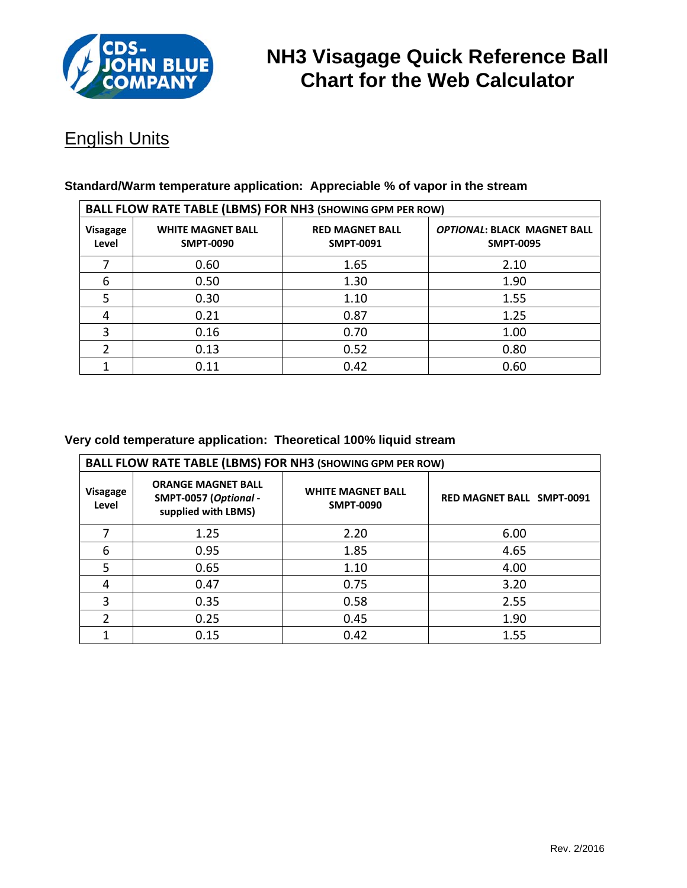# NH3 Visagage Quick Reference Ball Chart for the Web Calculator

## English Units

### Standard/Warm temperature application: Appreciable % of vapor in the stream

| BALL FLOW RATE TABLE (LBMS) FOR NH3 (SHOWING GPM PER ROW) | | | |
|---|---|---|---|
| **Visagage Level** | **WHITE MAGNET BALL SMPT-0090** | **RED MAGNET BALL SMPT-0091** | ***OPTIONAL*: BLACK MAGNET BALL SMPT-0095** |
| 7 | 0.60 | 1.65 | 2.10 |
| 6 | 0.50 | 1.30 | 1.90 |
| 5 | 0.30 | 1.10 | 1.55 |
| 4 | 0.21 | 0.87 | 1.25 |
| 3 | 0.16 | 0.70 | 1.00 |
| 2 | 0.13 | 0.52 | 0.80 |
| 1 | 0.11 | 0.42 | 0.60 |

### Very cold temperature application: Theoretical 100% liquid stream

| BALL FLOW RATE TABLE (LBMS) FOR NH3 (SHOWING GPM PER ROW) | | | |
|---|---|---|---|
| **Visagage Level** | **ORANGE MAGNET BALL SMPT-0057 (*Optional* - supplied with LBMS)** | **WHITE MAGNET BALL SMPT-0090** | **RED MAGNET BALL SMPT-0091** |
| 7 | 1.25 | 2.20 | 6.00 |
| 6 | 0.95 | 1.85 | 4.65 |
| 5 | 0.65 | 1.10 | 4.00 |
| 4 | 0.47 | 0.75 | 3.20 |
| 3 | 0.35 | 0.58 | 2.55 |
| 2 | 0.25 | 0.45 | 1.90 |
| 1 | 0.15 | 0.42 | 1.55 |

Rev. 2/2016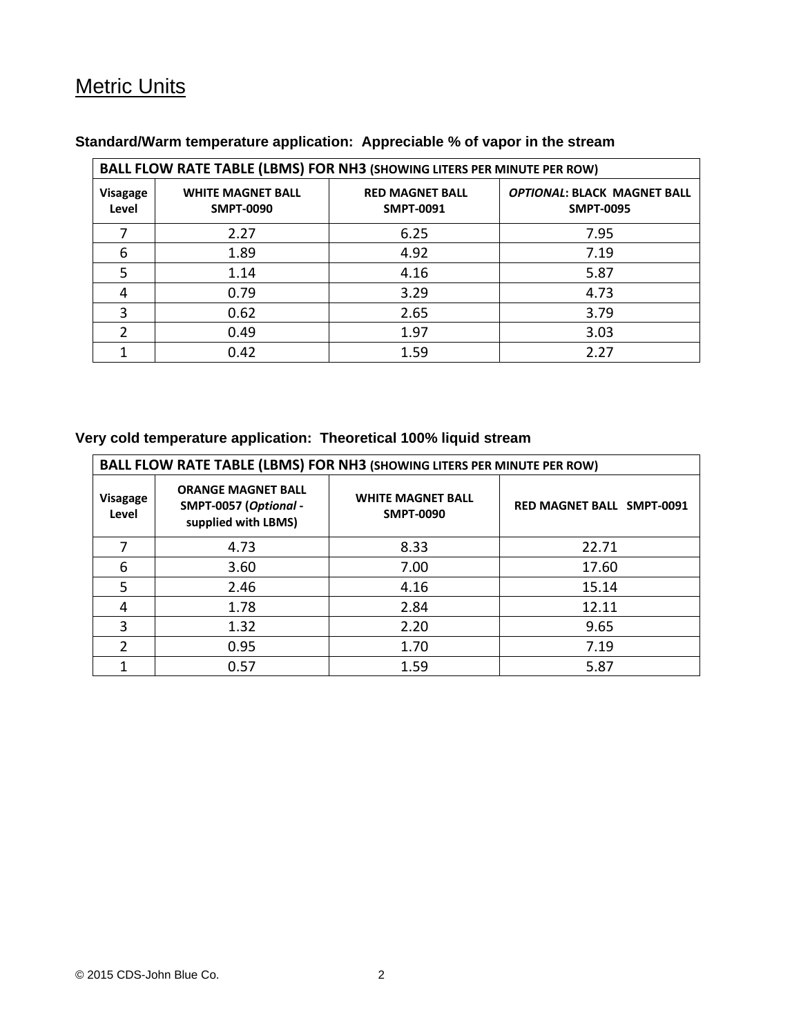# Metric Units

**Standard/Warm temperature application: Appreciable % of vapor in the stream**

| BALL FLOW RATE TABLE (LBMS) FOR NH3 (SHOWING LITERS PER MINUTE PER ROW) | | | |
|---|---|---|---|
| **Visagage Level** | **WHITE MAGNET BALL SMPT-0090** | **RED MAGNET BALL SMPT-0091** | ***OPTIONAL*: BLACK MAGNET BALL SMPT-0095** |
| 7 | 2.27 | 6.25 | 7.95 |
| 6 | 1.89 | 4.92 | 7.19 |
| 5 | 1.14 | 4.16 | 5.87 |
| 4 | 0.79 | 3.29 | 4.73 |
| 3 | 0.62 | 2.65 | 3.79 |
| 2 | 0.49 | 1.97 | 3.03 |
| 1 | 0.42 | 1.59 | 2.27 |

**Very cold temperature application: Theoretical 100% liquid stream**

| BALL FLOW RATE TABLE (LBMS) FOR NH3 (SHOWING LITERS PER MINUTE PER ROW) | | | |
|---|---|---|---|
| **Visagage Level** | **ORANGE MAGNET BALL SMPT-0057 (*Optional* - supplied with LBMS)** | **WHITE MAGNET BALL SMPT-0090** | **RED MAGNET BALL SMPT-0091** |
| 7 | 4.73 | 8.33 | 22.71 |
| 6 | 3.60 | 7.00 | 17.60 |
| 5 | 2.46 | 4.16 | 15.14 |
| 4 | 1.78 | 2.84 | 12.11 |
| 3 | 1.32 | 2.20 | 9.65 |
| 2 | 0.95 | 1.70 | 7.19 |
| 1 | 0.57 | 1.59 | 5.87 |

© 2015 CDS-John Blue Co.